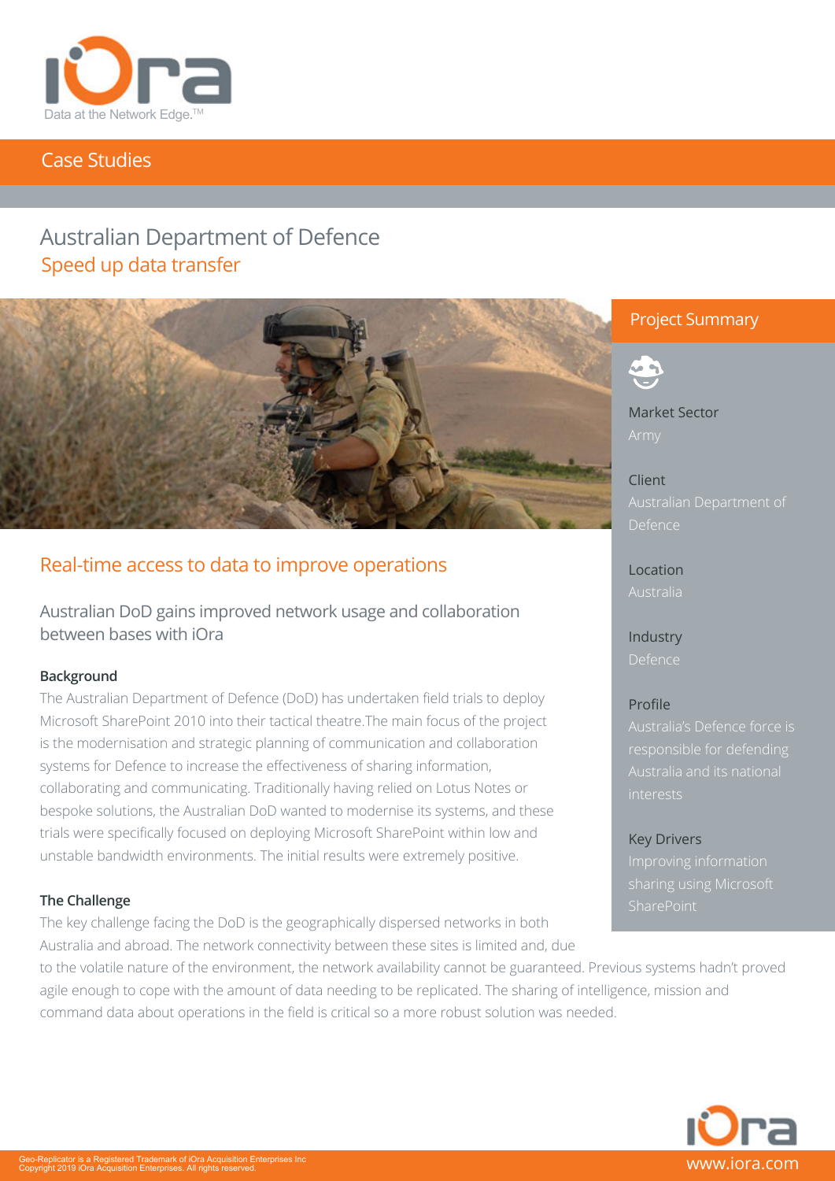Data at the Network Edge.™

Case Studies

# Australian Department of Defence

## Speed up data transfer

## Project Summary

**Market Sector**
Army

**Client**
Australian Department of Defence

**Location**
Australia

**Industry**
Defence

**Profile**
Australia's Defence force is responsible for defending Australia and its national interests

**Key Drivers**
Improving information sharing using Microsoft SharePoint

## Real-time access to data to improve operations

Australian DoD gains improved network usage and collaboration between bases with iOra

### Background

The Australian Department of Defence (DoD) has undertaken field trials to deploy Microsoft SharePoint 2010 into their tactical theatre.The main focus of the project is the modernisation and strategic planning of communication and collaboration systems for Defence to increase the effectiveness of sharing information, collaborating and communicating. Traditionally having relied on Lotus Notes or bespoke solutions, the Australian DoD wanted to modernise its systems, and these trials were specifically focused on deploying Microsoft SharePoint within low and unstable bandwidth environments. The initial results were extremely positive.

### The Challenge

The key challenge facing the DoD is the geographically dispersed networks in both Australia and abroad. The network connectivity between these sites is limited and, due to the volatile nature of the environment, the network availability cannot be guaranteed. Previous systems hadn't proved agile enough to cope with the amount of data needing to be replicated. The sharing of intelligence, mission and command data about operations in the field is critical so a more robust solution was needed.

Geo-Replicator is a Registered Trademark of iOra Acquisition Enterprises Inc
Copyright 2019 iOra Acquisition Enterprises. All rights reserved.

www.iora.com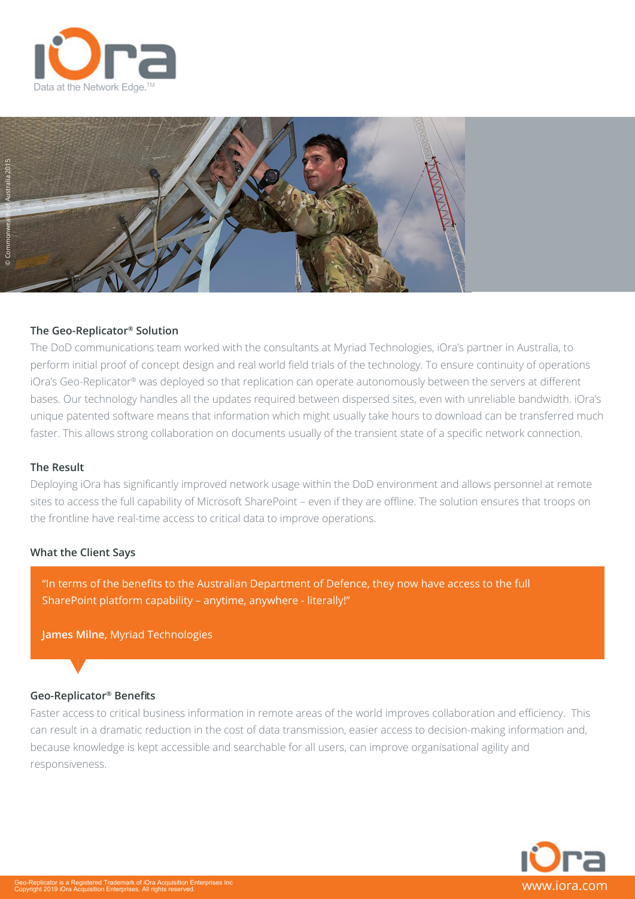## The Geo-Replicator® Solution

The DoD communications team worked with the consultants at Myriad Technologies, iOra's partner in Australia, to perform initial proof of concept design and real world field trials of the technology. To ensure continuity of operations iOra's Geo-Replicator® was deployed so that replication can operate autonomously between the servers at different bases. Our technology handles all the updates required between dispersed sites, even with unreliable bandwidth. iOra's unique patented software means that information which might usually take hours to download can be transferred much faster. This allows strong collaboration on documents usually of the transient state of a specific network connection.

## The Result

Deploying iOra has significantly improved network usage within the DoD environment and allows personnel at remote sites to access the full capability of Microsoft SharePoint – even if they are offline. The solution ensures that troops on the frontline have real-time access to critical data to improve operations.

## What the Client Says

"In terms of the benefits to the Australian Department of Defence, they now have access to the full SharePoint platform capability – anytime, anywhere - literally!"

**James Milne,** Myriad Technologies

## Geo-Replicator® Benefits

Faster access to critical business information in remote areas of the world improves collaboration and efficiency. This can result in a dramatic reduction in the cost of data transmission, easier access to decision-making information and, because knowledge is kept accessible and searchable for all users, can improve organisational agility and responsiveness.

Geo-Replicator is a Registered Trademark of iOra Acquisition Enterprises Inc
Copyright 2019 iOra Acquisition Enterprises. All rights reserved.

www.iora.com